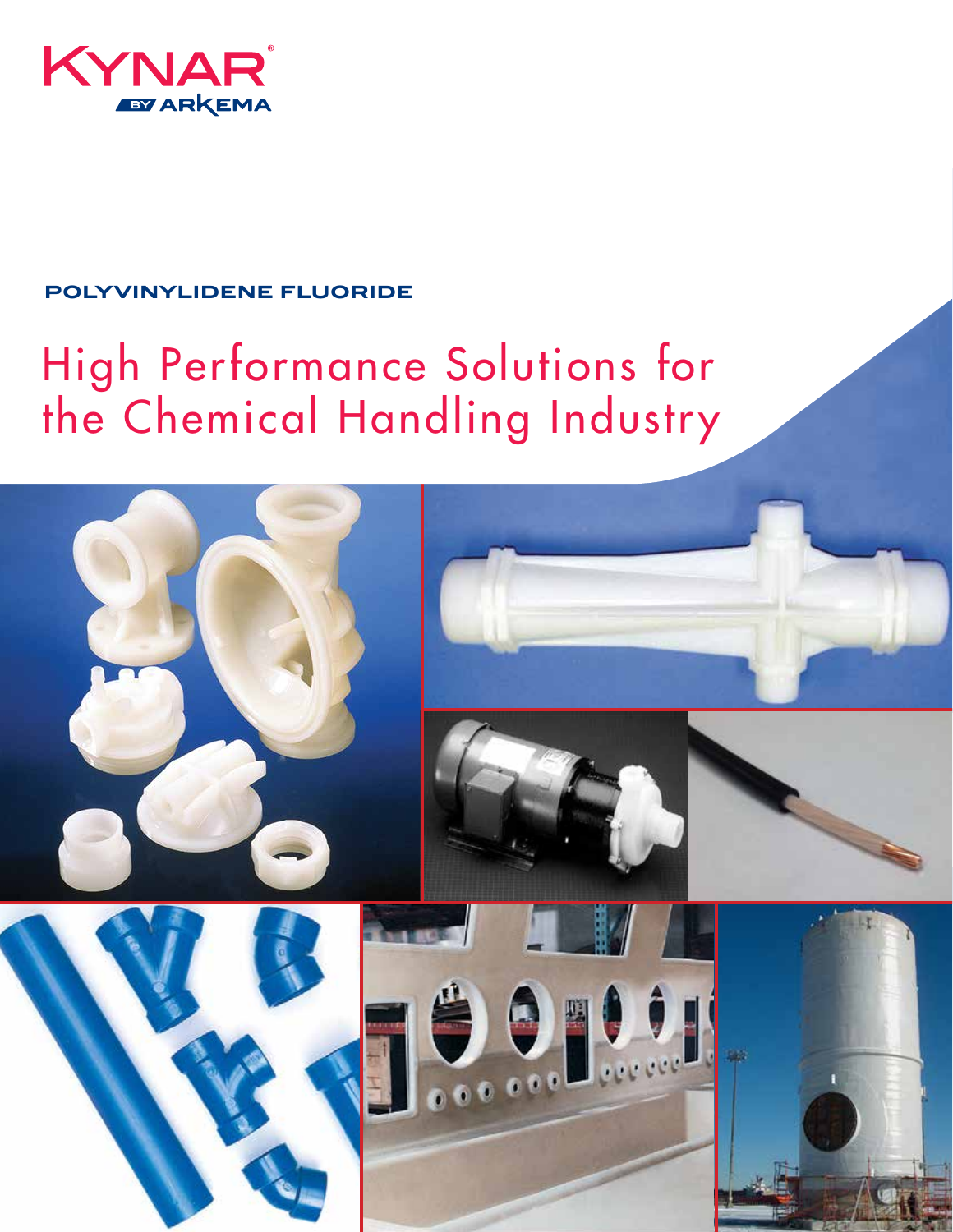KYNAR®
BY ARKEMA

POLYVINYLIDENE FLUORIDE

# High Performance Solutions for the Chemical Handling Industry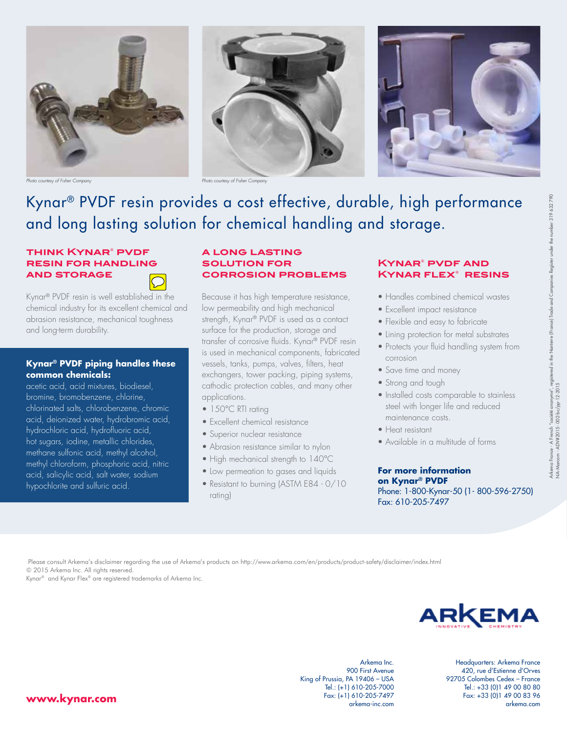Photo courtesy of Fisher Company

Photo courtesy of Fisher Company

# Kynar® PVDF resin provides a cost effective, durable, high performance and long lasting solution for chemical handling and storage.

## THINK KYNAR® PVDF RESIN FOR HANDLING AND STORAGE

Kynar® PVDF resin is well established in the chemical industry for its excellent chemical and abrasion resistance, mechanical toughness and long-term durability.

**Kynar® PVDF piping handles these common chemicals:**
acetic acid, acid mixtures, biodiesel, bromine, bromobenzene, chlorine, chlorinated salts, chlorobenzene, chromic acid, deionized water, hydrobromic acid, hydrochloric acid, hydrofluoric acid, hot sugars, iodine, metallic chlorides, methane sulfonic acid, methyl alcohol, methyl chloroform, phosphoric acid, nitric acid, salicylic acid, salt water, sodium hypochlorite and sulfuric acid.

## A LONG LASTING SOLUTION FOR CORROSION PROBLEMS

Because it has high temperature resistance, low permeability and high mechanical strength, Kynar® PVDF is used as a contact surface for the production, storage and transfer of corrosive fluids. Kynar® PVDF resin is used in mechanical components, fabricated vessels, tanks, pumps, valves, filters, heat exchangers, tower packing, piping systems, cathodic protection cables, and many other applications.

- 150°C RTI rating
- Excellent chemical resistance
- Superior nuclear resistance
- Abrasion resistance similar to nylon
- High mechanical strength to 140°C
- Low permeation to gases and liquids
- Resistant to burning (ASTM E84 - 0/10 rating)

## KYNAR® PVDF AND KYNAR FLEX® RESINS

- Handles combined chemical wastes
- Excellent impact resistance
- Flexible and easy to fabricate
- Lining protection for metal substrates
- Protects your fluid handling system from corrosion
- Save time and money
- Strong and tough
- Installed costs comparable to stainless steel with longer life and reduced maintenance costs.
- Heat resistant
- Available in a multitude of forms

**For more information on Kynar® PVDF**
Phone: 1-800-Kynar-50 (1- 800-596-2750)
Fax: 610-205-7497

Please consult Arkema's disclaimer regarding the use of Arkema's products on http://www.arkema.com/en/products/product-safety/disclaimer/index.html
© 2015 Arkema Inc. All rights reserved.
Kynar® and Kynar Flex® are registered trademarks of Arkema Inc.

Arkema France - A French "société anonyme", registered in the Nanterre (France) Trade and Companies Register under the number 319 632 790
NA-Marcom - ADV#2015 - 002-bc/pp-12-2015

ARKEMA
INNOVATIVE CHEMISTRY

**www.kynar.com**

Arkema Inc.
900 First Avenue
King of Prussia, PA 19406 – USA
Tel.: (+1) 610-205-7000
Fax: (+1) 610-205-7497
arkema-inc.com

Headquarters: Arkema France
420, rue d'Estienne d'Orves
92705 Colombes Cedex – France
Tel.: +33 (0)1 49 00 80 80
Fax: +33 (0)1 49 00 83 96
arkema.com